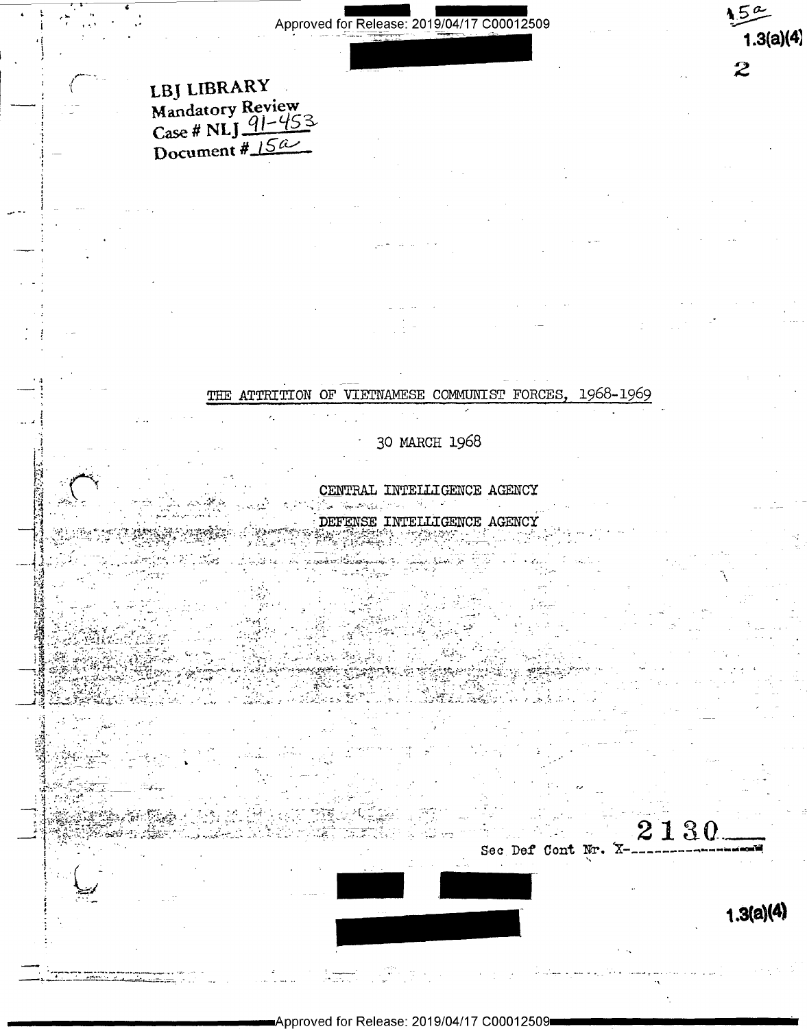Approved for Release: 2019/04/17 C00012509

1.3(a)(4)

LBJ LIBRARY
Mandatory Review
Case # NLJ 91-453
Document # 15a

THE ATTRITION OF VIETNAMESE COMMUNIST FORCES, 1968-1969

30 MARCH 1968

CENTRAL INTELLIGENCE AGENCY

DEFENSE INTELLIGENCE AGENCY

Sec Def Cont Nr. X-2130

1.3(a)(4)

Approved for Release: 2019/04/17 C00012509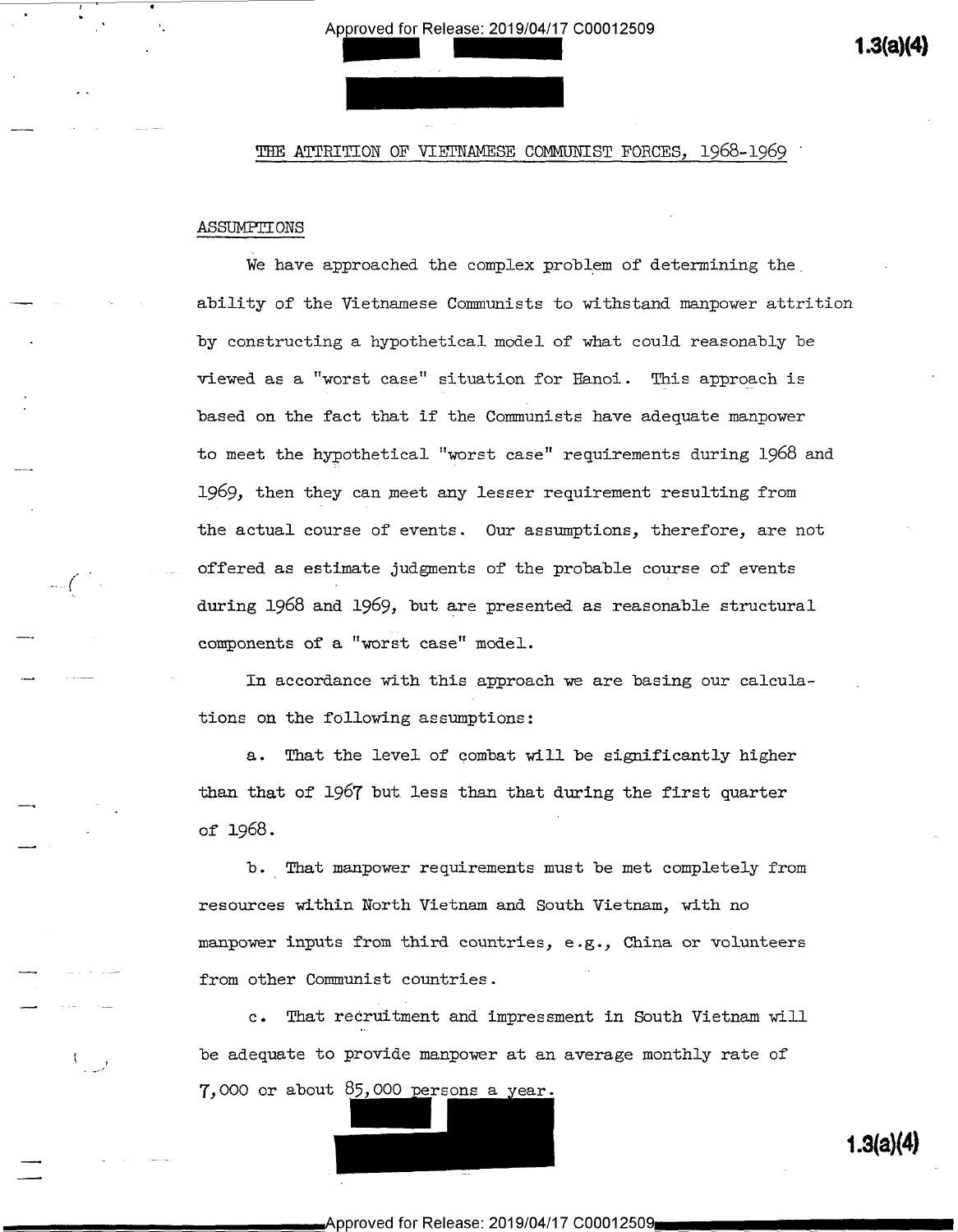## THE ATTRITION OF VIETNAMESE COMMUNIST FORCES, 1968-1969

### ASSUMPTIONS

We have approached the complex problem of determining the ability of the Vietnamese Communists to withstand manpower attrition by constructing a hypothetical model of what could reasonably be viewed as a "worst case" situation for Hanoi. This approach is based on the fact that if the Communists have adequate manpower to meet the hypothetical "worst case" requirements during 1968 and 1969, then they can meet any lesser requirement resulting from the actual course of events. Our assumptions, therefore, are not offered as estimate judgments of the probable course of events during 1968 and 1969, but are presented as reasonable structural components of a "worst case" model.

In accordance with this approach we are basing our calculations on the following assumptions:

a. That the level of combat will be significantly higher than that of 1967 but less than that during the first quarter of 1968.

b. That manpower requirements must be met completely from resources within North Vietnam and South Vietnam, with no manpower inputs from third countries, e.g., China or volunteers from other Communist countries.

c. That recruitment and impressment in South Vietnam will be adequate to provide manpower at an average monthly rate of 7,000 or about 85,000 persons a year.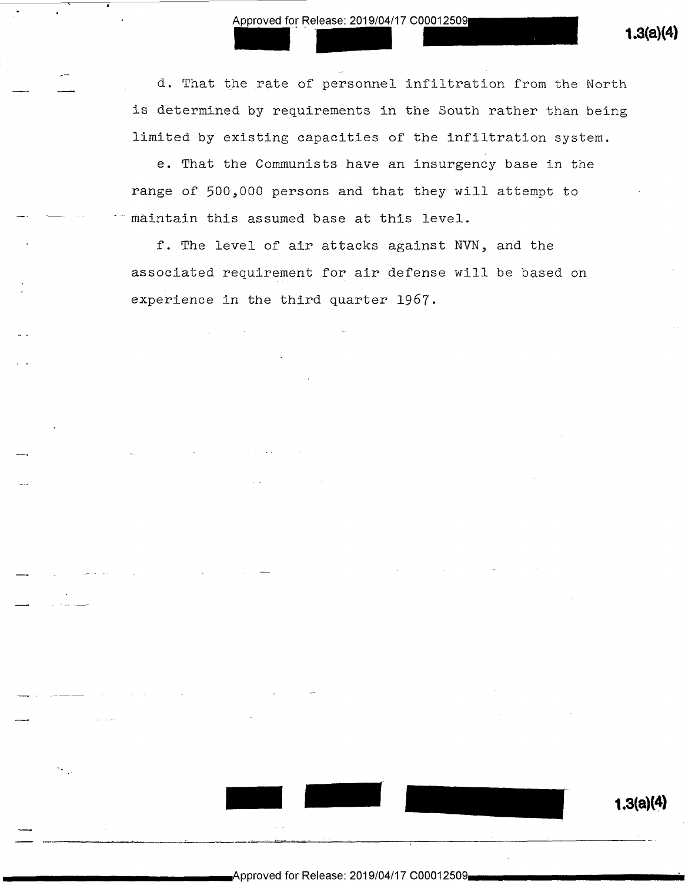d. That the rate of personnel infiltration from the North is determined by requirements in the South rather than being limited by existing capacities of the infiltration system.

e. That the Communists have an insurgency base in the range of 500,000 persons and that they will attempt to maintain this assumed base at this level.

f. The level of air attacks against NVN, and the associated requirement for air defense will be based on experience in the third quarter 1967.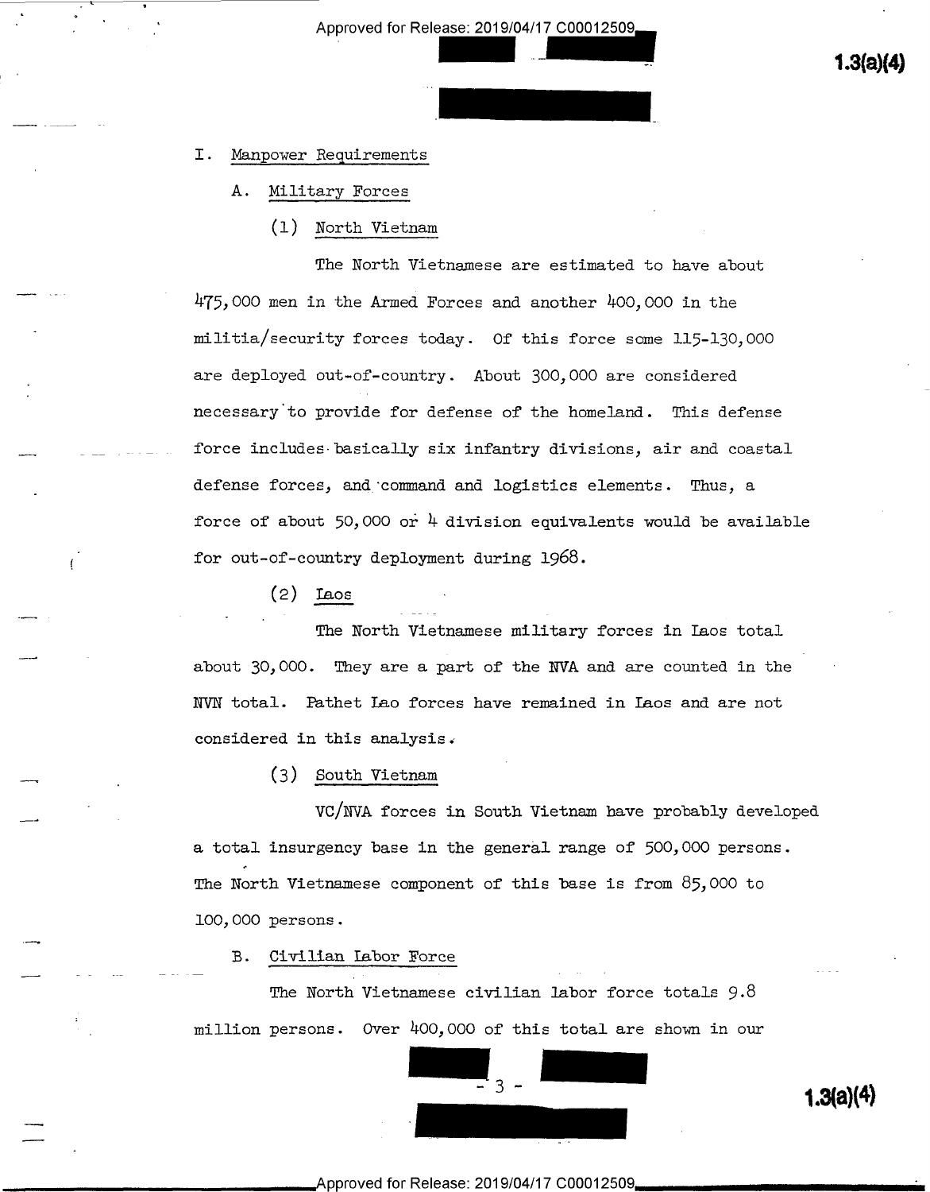I. Manpower Requirements

A. Military Forces

(1) North Vietnam

The North Vietnamese are estimated to have about 475,000 men in the Armed Forces and another 400,000 in the militia/security forces today. Of this force some 115-130,000 are deployed out-of-country. About 300,000 are considered necessary to provide for defense of the homeland. This defense force includes basically six infantry divisions, air and coastal defense forces, and command and logistics elements. Thus, a force of about 50,000 or 4 division equivalents would be available for out-of-country deployment during 1968.

(2) Laos

The North Vietnamese military forces in Laos total about 30,000. They are a part of the NVA and are counted in the NVN total. Pathet Lao forces have remained in Laos and are not considered in this analysis.

(3) South Vietnam

VC/NVA forces in South Vietnam have probably developed a total insurgency base in the general range of 500,000 persons. The North Vietnamese component of this base is from 85,000 to 100,000 persons.

B. Civilian Labor Force

The North Vietnamese civilian labor force totals 9.8 million persons. Over 400,000 of this total are shown in our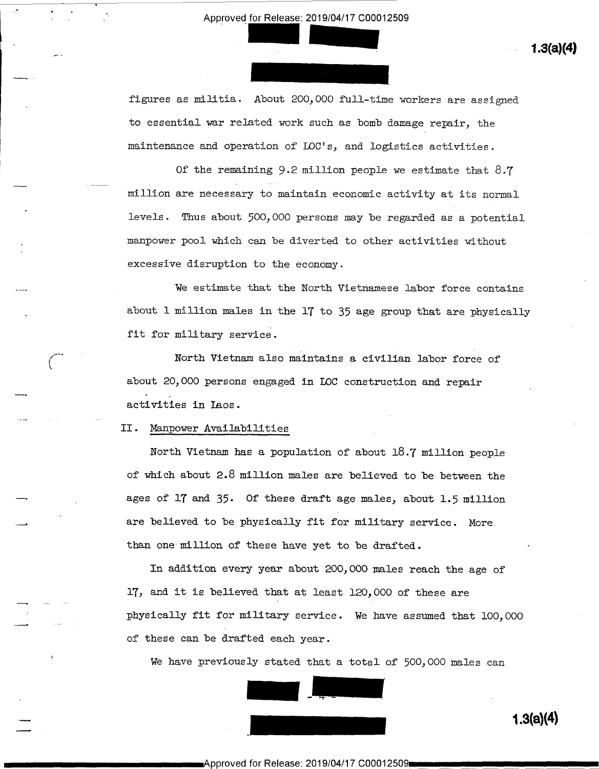figures as militia. About 200,000 full-time workers are assigned to essential war related work such as bomb damage repair, the maintenance and operation of LOC's, and logistics activities.

Of the remaining 9.2 million people we estimate that 8.7 million are necessary to maintain economic activity at its normal levels. Thus about 500,000 persons may be regarded as a potential manpower pool which can be diverted to other activities without excessive disruption to the economy.

We estimate that the North Vietnamese labor force contains about 1 million males in the 17 to 35 age group that are physically fit for military service.

North Vietnam also maintains a civilian labor force of about 20,000 persons engaged in LOC construction and repair activities in Laos.

## II. Manpower Availabilities

North Vietnam has a population of about 18.7 million people of which about 2.8 million males are believed to be between the ages of 17 and 35. Of these draft age males, about 1.5 million are believed to be physically fit for military service. More than one million of these have yet to be drafted.

In addition every year about 200,000 males reach the age of 17, and it is believed that at least 120,000 of these are physically fit for military service. We have assumed that 100,000 of these can be drafted each year.

We have previously stated that a total of 500,000 males can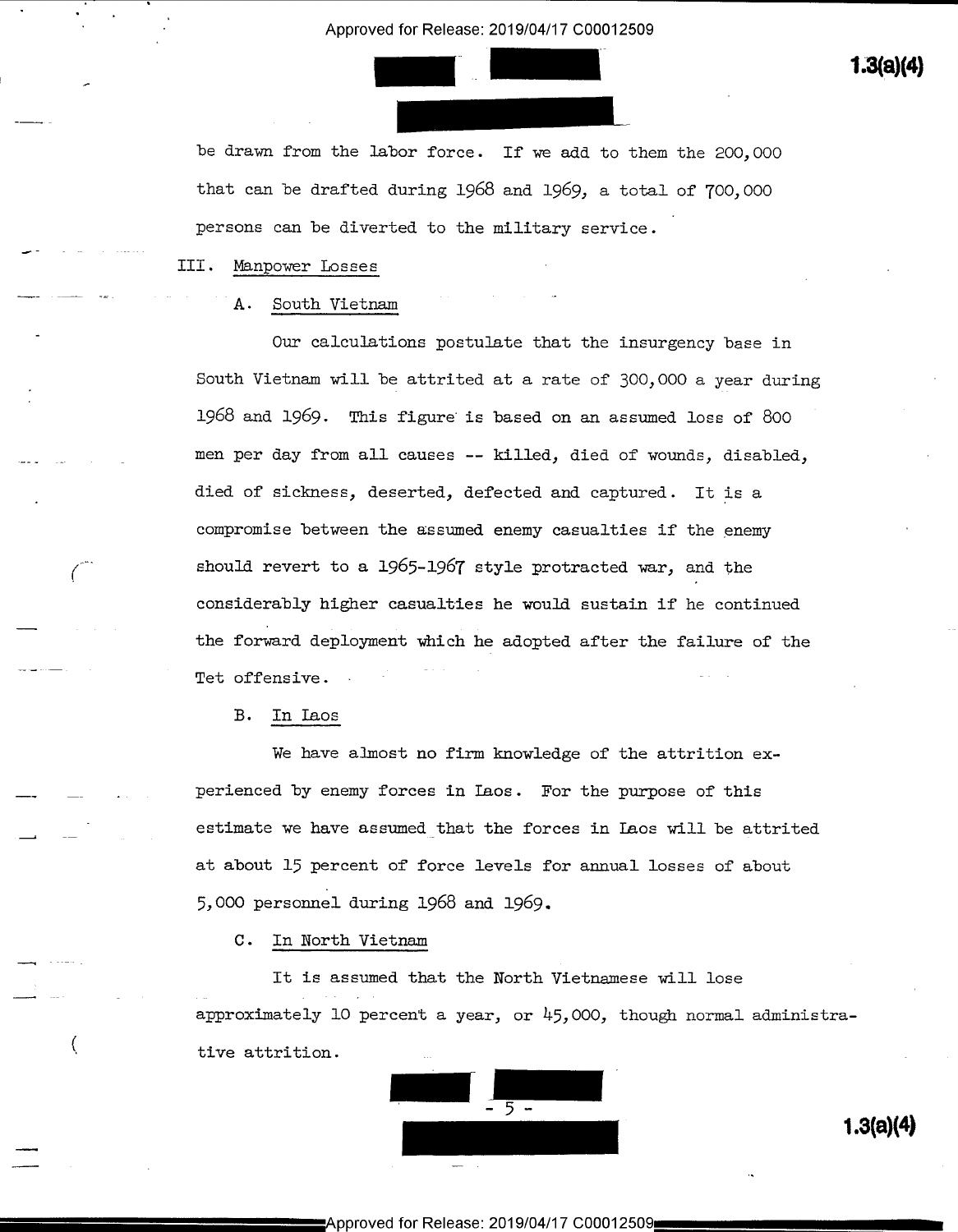be drawn from the labor force. If we add to them the 200,000 that can be drafted during 1968 and 1969, a total of 700,000 persons can be diverted to the military service.

III. Manpower Losses

A. South Vietnam

Our calculations postulate that the insurgency base in South Vietnam will be attrited at a rate of 300,000 a year during 1968 and 1969. This figure is based on an assumed loss of 800 men per day from all causes -- killed, died of wounds, disabled, died of sickness, deserted, defected and captured. It is a compromise between the assumed enemy casualties if the enemy should revert to a 1965-1967 style protracted war, and the considerably higher casualties he would sustain if he continued the forward deployment which he adopted after the failure of the Tet offensive.

B. In Laos

We have almost no firm knowledge of the attrition experienced by enemy forces in Laos. For the purpose of this estimate we have assumed that the forces in Laos will be attrited at about 15 percent of force levels for annual losses of about 5,000 personnel during 1968 and 1969.

C. In North Vietnam

It is assumed that the North Vietnamese will lose approximately 10 percent a year, or 45,000, though normal administrative attrition.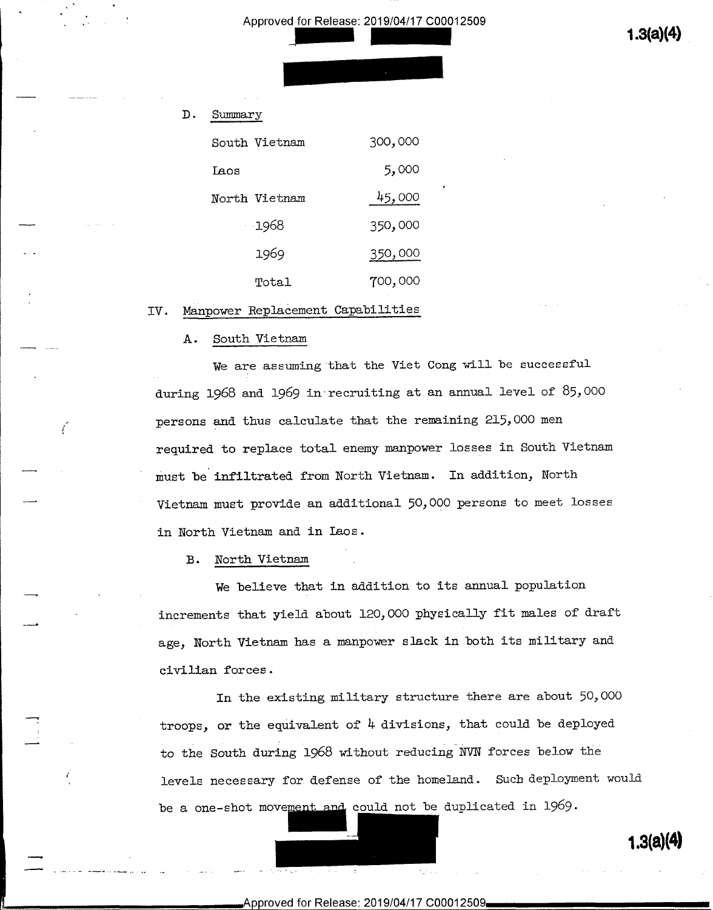D. Summary

| | |
|---|---|
| South Vietnam | 300,000 |
| Laos | 5,000 |
| North Vietnam | 45,000 |
| 1968 | 350,000 |
| 1969 | 350,000 |
| Total | 700,000 |

IV. Manpower Replacement Capabilities

A. South Vietnam

We are assuming that the Viet Cong will be successful during 1968 and 1969 in recruiting at an annual level of 85,000 persons and thus calculate that the remaining 215,000 men required to replace total enemy manpower losses in South Vietnam must be infiltrated from North Vietnam. In addition, North Vietnam must provide an additional 50,000 persons to meet losses in North Vietnam and in Laos.

B. North Vietnam

We believe that in addition to its annual population increments that yield about 120,000 physically fit males of draft age, North Vietnam has a manpower slack in both its military and civilian forces.

In the existing military structure there are about 50,000 troops, or the equivalent of 4 divisions, that could be deployed to the South during 1968 without reducing NVN forces below the levels necessary for defense of the homeland. Such deployment would be a one-shot movement and could not be duplicated in 1969.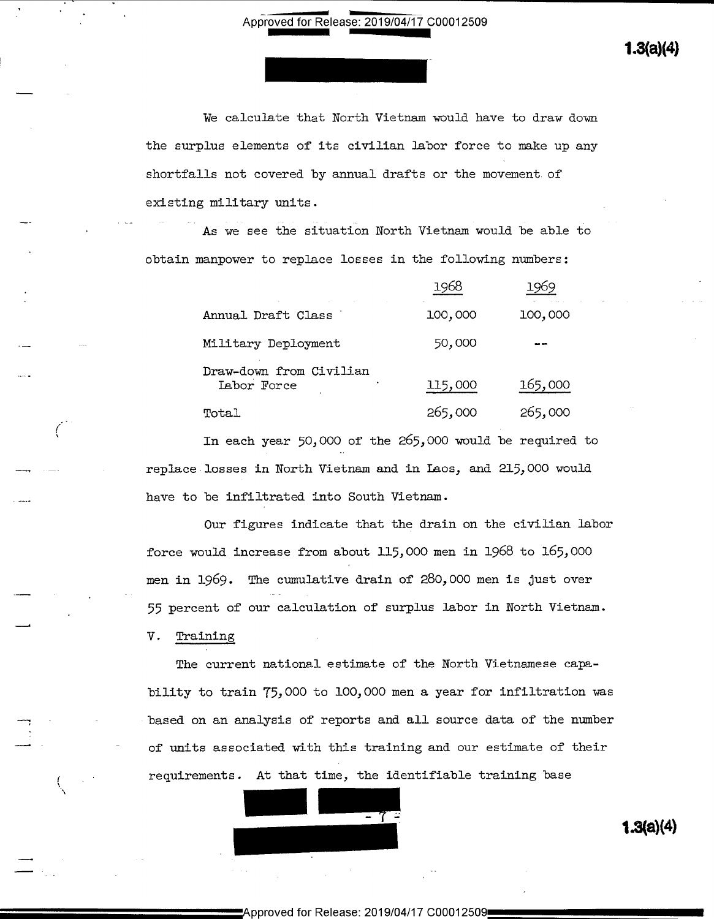We calculate that North Vietnam would have to draw down the surplus elements of its civilian labor force to make up any shortfalls not covered by annual drafts or the movement of existing military units.

As we see the situation North Vietnam would be able to obtain manpower to replace losses in the following numbers:

| | 1968 | 1969 |
|---|---|---|
| Annual Draft Class | 100,000 | 100,000 |
| Military Deployment | 50,000 | -- |
| Draw-down from Civilian Labor Force | 115,000 | 165,000 |
| Total | 265,000 | 265,000 |

In each year 50,000 of the 265,000 would be required to replace losses in North Vietnam and in Laos, and 215,000 would have to be infiltrated into South Vietnam.

Our figures indicate that the drain on the civilian labor force would increase from about 115,000 men in 1968 to 165,000 men in 1969. The cumulative drain of 280,000 men is just over 55 percent of our calculation of surplus labor in North Vietnam.

## V. Training

The current national estimate of the North Vietnamese capability to train 75,000 to 100,000 men a year for infiltration was based on an analysis of reports and all source data of the number of units associated with this training and our estimate of their requirements. At that time, the identifiable training base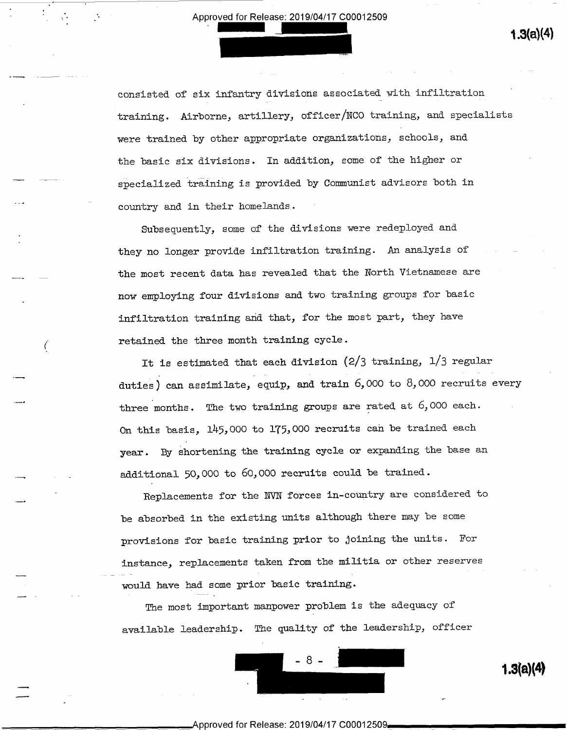consisted of six infantry divisions associated with infiltration training. Airborne, artillery, officer/NCO training, and specialists were trained by other appropriate organizations, schools, and the basic six divisions. In addition, some of the higher or specialized training is provided by Communist advisors both in country and in their homelands.

Subsequently, some of the divisions were redeployed and they no longer provide infiltration training. An analysis of the most recent data has revealed that the North Vietnamese are now employing four divisions and two training groups for basic infiltration training and that, for the most part, they have retained the three month training cycle.

It is estimated that each division (2/3 training, 1/3 regular duties) can assimilate, equip, and train 6,000 to 8,000 recruits every three months. The two training groups are rated at 6,000 each. On this basis, 145,000 to 175,000 recruits can be trained each year. By shortening the training cycle or expanding the base an additional 50,000 to 60,000 recruits could be trained.

Replacements for the NVN forces in-country are considered to be absorbed in the existing units although there may be some provisions for basic training prior to joining the units. For instance, replacements taken from the militia or other reserves would have had some prior basic training.

The most important manpower problem is the adequacy of available leadership. The quality of the leadership, officer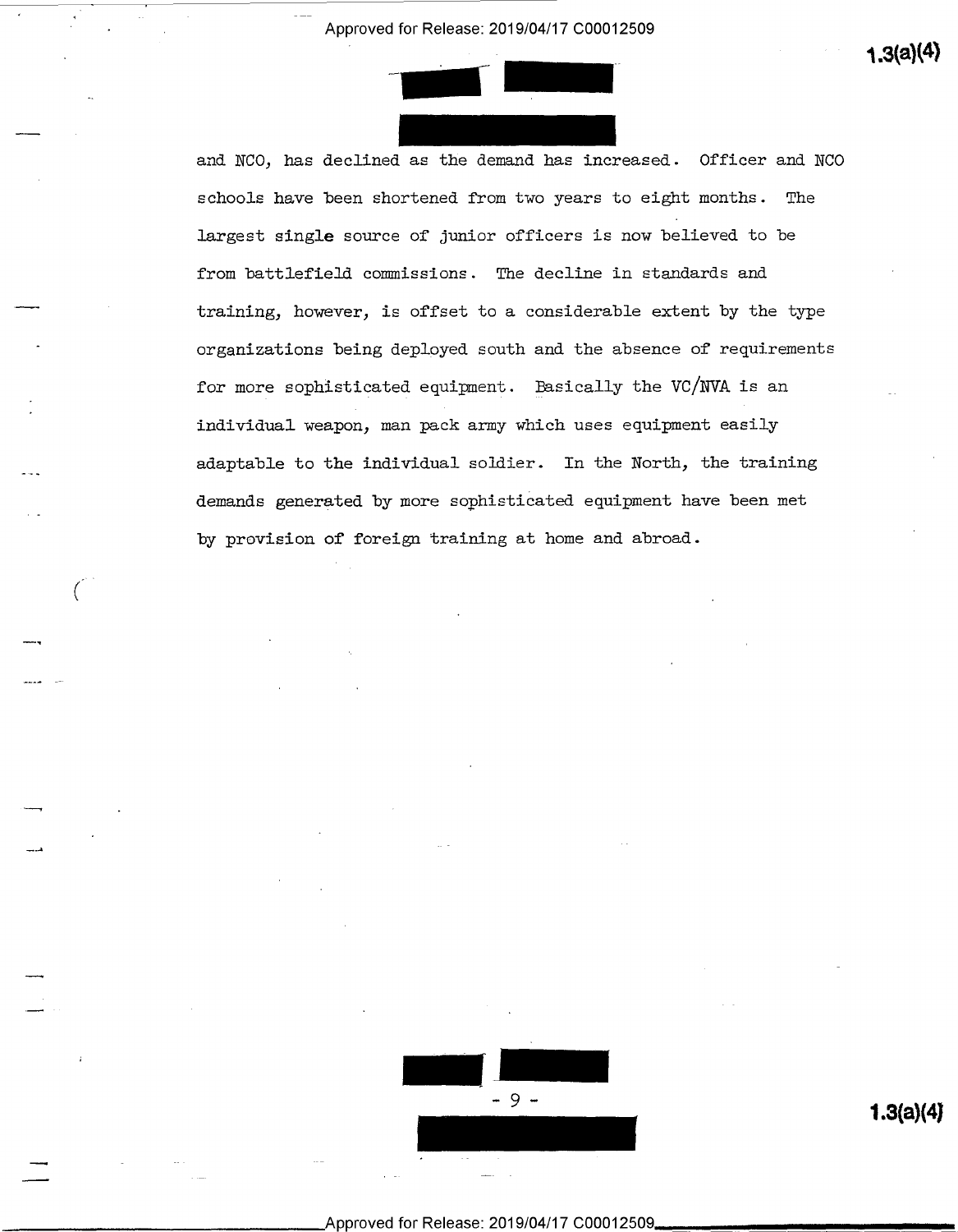and NCO, has declined as the demand has increased. Officer and NCO schools have been shortened from two years to eight months. The largest single source of junior officers is now believed to be from battlefield commissions. The decline in standards and training, however, is offset to a considerable extent by the type organizations being deployed south and the absence of requirements for more sophisticated equipment. Basically the VC/NVA is an individual weapon, man pack army which uses equipment easily adaptable to the individual soldier. In the North, the training demands generated by more sophisticated equipment have been met by provision of foreign training at home and abroad.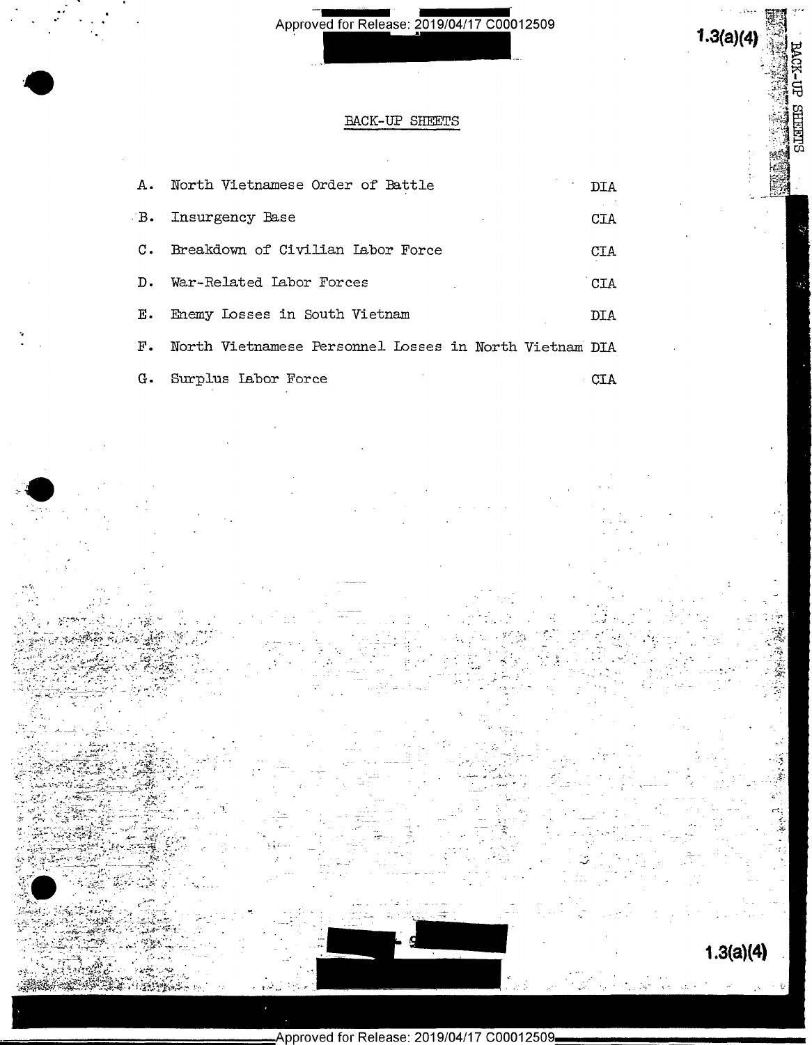## BACK-UP SHEETS

| | | |
|---|---|---|
| A. | North Vietnamese Order of Battle | DIA |
| B. | Insurgency Base | CIA |
| C. | Breakdown of Civilian Labor Force | CIA |
| D. | War-Related Labor Forces | CIA |
| E. | Enemy Losses in South Vietnam | DIA |
| F. | North Vietnamese Personnel Losses in North Vietnam | DIA |
| G. | Surplus Labor Force | CIA |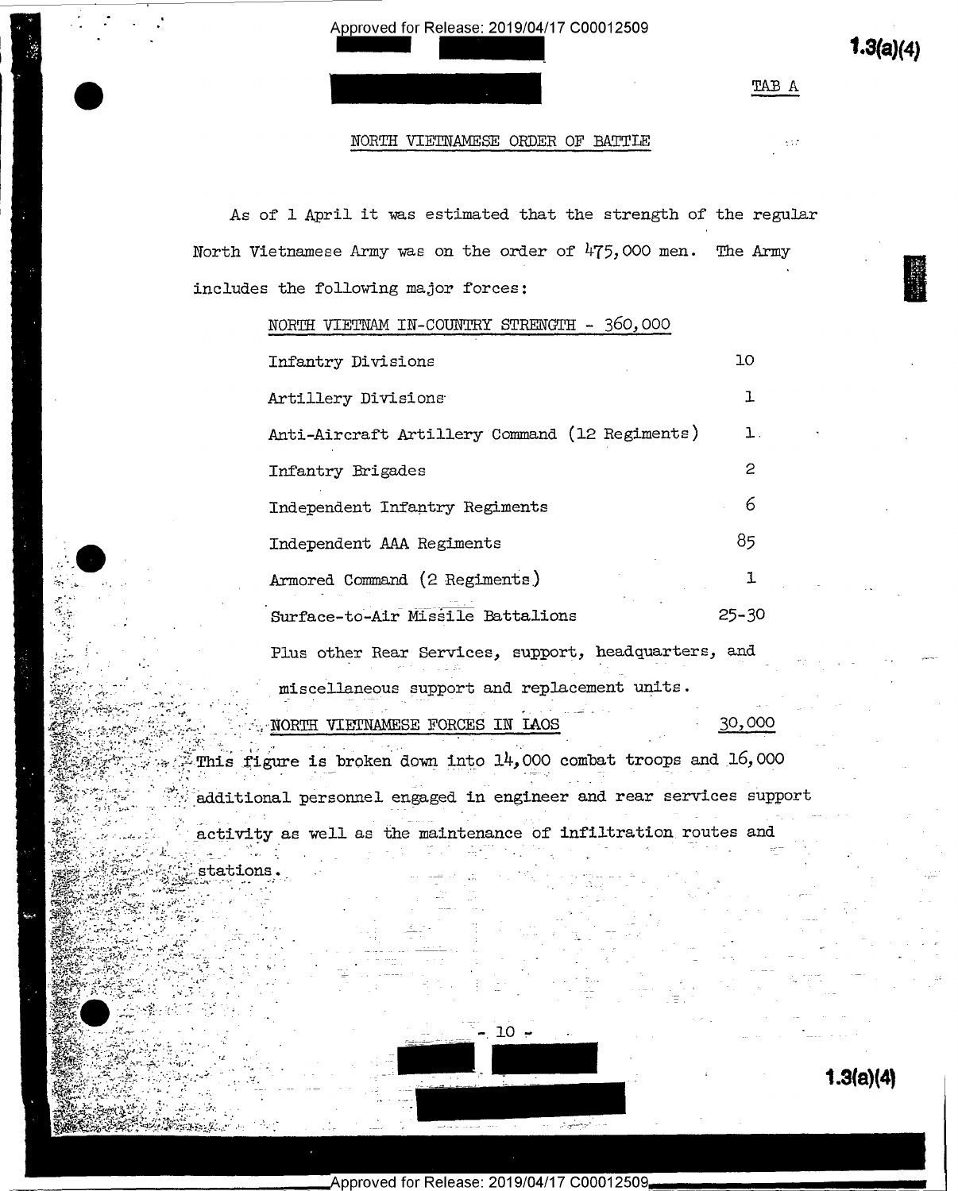TAB A

## NORTH VIETNAMESE ORDER OF BATTLE

As of 1 April it was estimated that the strength of the regular North Vietnamese Army was on the order of 475,000 men. The Army includes the following major forces:

| NORTH VIETNAM IN-COUNTRY STRENGTH - 360,000 | |
|---|---|
| Infantry Divisions | 10 |
| Artillery Divisions | 1 |
| Anti-Aircraft Artillery Command (12 Regiments) | 1 |
| Infantry Brigades | 2 |
| Independent Infantry Regiments | 6 |
| Independent AAA Regiments | 85 |
| Armored Command (2 Regiments) | 1 |
| Surface-to-Air Missile Battalions | 25-30 |

Plus other Rear Services, support, headquarters, and miscellaneous support and replacement units.

NORTH VIETNAMESE FORCES IN LAOS — 30,000

This figure is broken down into 14,000 combat troops and 16,000 additional personnel engaged in engineer and rear services support activity as well as the maintenance of infiltration routes and stations.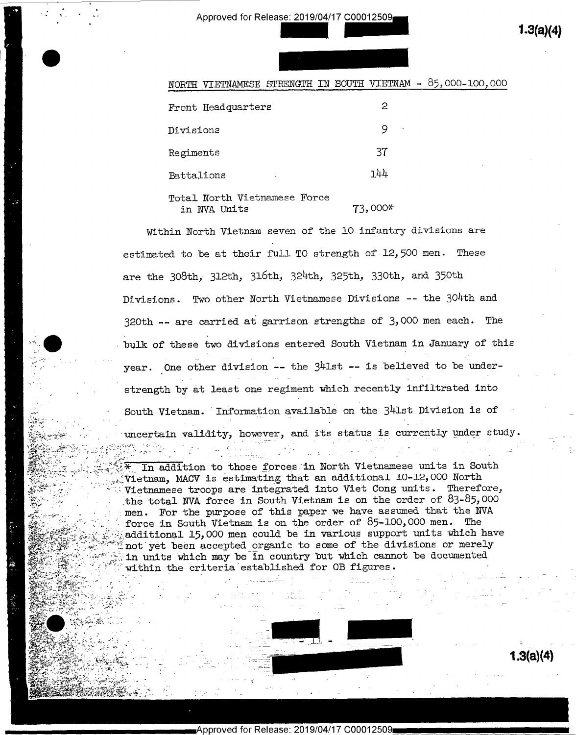NORTH VIETNAMESE STRENGTH IN SOUTH VIETNAM - 85,000-100,000

| | |
|---|---|
| Front Headquarters | 2 |
| Divisions | 9 |
| Regiments | 37 |
| Battalions | 144 |
| Total North Vietnamese Force in NVA Units | 73,000* |

Within North Vietnam seven of the 10 infantry divisions are estimated to be at their full TO strength of 12,500 men. These are the 308th, 312th, 316th, 324th, 325th, 330th, and 350th Divisions. Two other North Vietnamese Divisions -- the 304th and 320th -- are carried at garrison strengths of 3,000 men each. The bulk of these two divisions entered South Vietnam in January of this year. One other division -- the 341st -- is believed to be understrength by at least one regiment which recently infiltrated into South Vietnam. Information available on the 341st Division is of uncertain validity, however, and its status is currently under study.

\* In addition to those forces in North Vietnamese units in South Vietnam, MACV is estimating that an additional 10-12,000 North Vietnamese troops are integrated into Viet Cong units. Therefore, the total NVA force in South Vietnam is on the order of 83-85,000 men. For the purpose of this paper we have assumed that the NVA force in South Vietnam is on the order of 85-100,000 men. The additional 15,000 men could be in various support units which have not yet been accepted organic to some of the divisions or merely in units which may be in country but which cannot be documented within the criteria established for OB figures.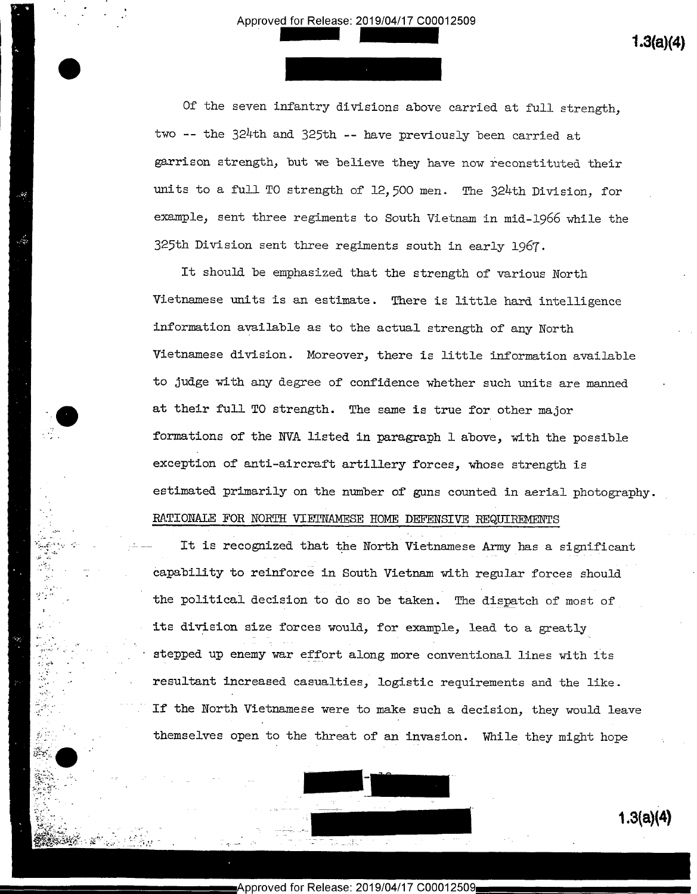Of the seven infantry divisions above carried at full strength, two -- the 324th and 325th -- have previously been carried at garrison strength, but we believe they have now reconstituted their units to a full TO strength of 12,500 men. The 324th Division, for example, sent three regiments to South Vietnam in mid-1966 while the 325th Division sent three regiments south in early 1967.

It should be emphasized that the strength of various North Vietnamese units is an estimate. There is little hard intelligence information available as to the actual strength of any North Vietnamese division. Moreover, there is little information available to judge with any degree of confidence whether such units are manned at their full TO strength. The same is true for other major formations of the NVA listed in paragraph 1 above, with the possible exception of anti-aircraft artillery forces, whose strength is estimated primarily on the number of guns counted in aerial photography.

RATIONALE FOR NORTH VIETNAMESE HOME DEFENSIVE REQUIREMENTS

It is recognized that the North Vietnamese Army has a significant capability to reinforce in South Vietnam with regular forces should the political decision to do so be taken. The dispatch of most of its division size forces would, for example, lead to a greatly stepped up enemy war effort along more conventional lines with its resultant increased casualties, logistic requirements and the like. If the North Vietnamese were to make such a decision, they would leave themselves open to the threat of an invasion. While they might hope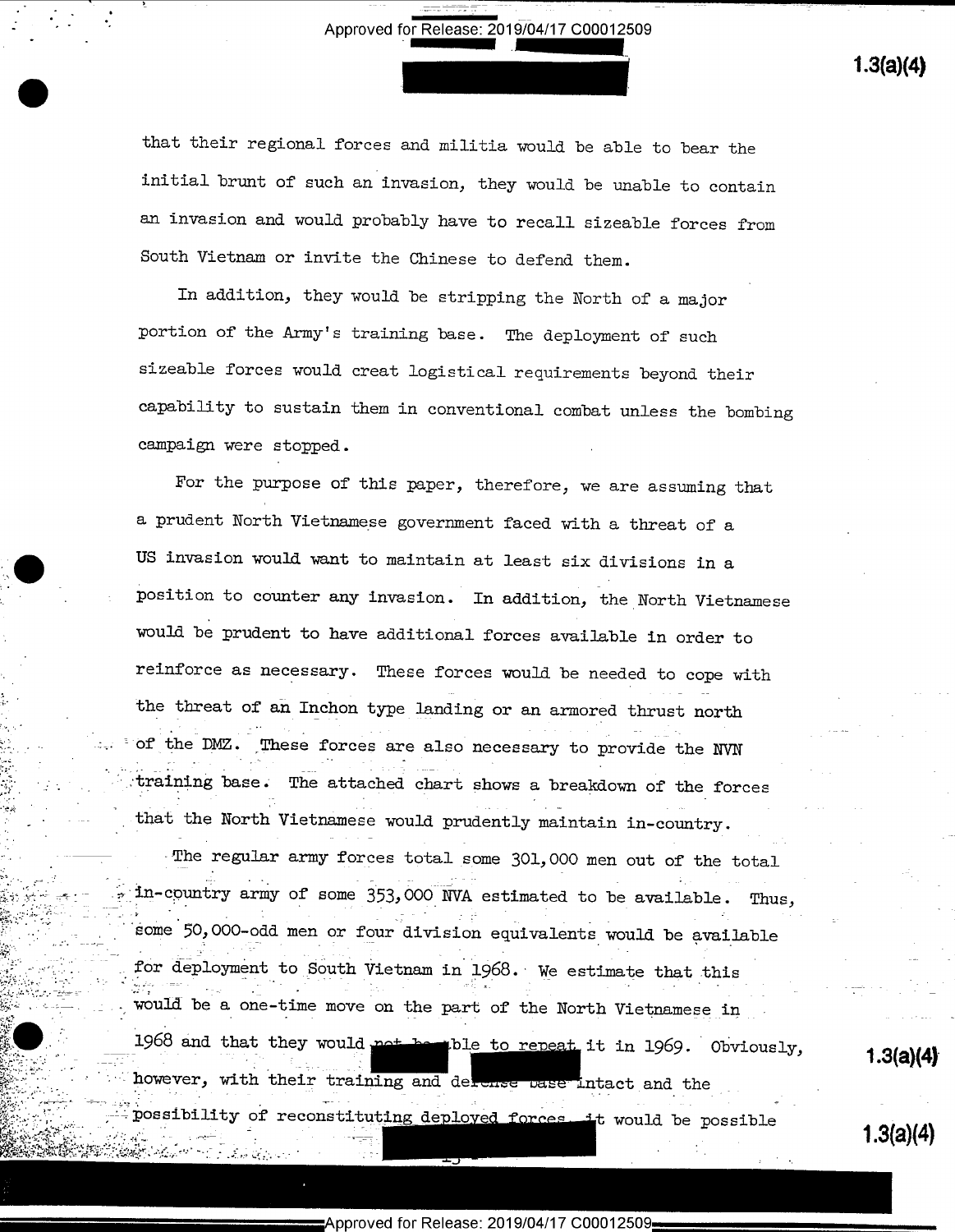that their regional forces and militia would be able to bear the initial brunt of such an invasion, they would be unable to contain an invasion and would probably have to recall sizeable forces from South Vietnam or invite the Chinese to defend them.

In addition, they would be stripping the North of a major portion of the Army's training base. The deployment of such sizeable forces would creat logistical requirements beyond their capability to sustain them in conventional combat unless the bombing campaign were stopped.

For the purpose of this paper, therefore, we are assuming that a prudent North Vietnamese government faced with a threat of a US invasion would want to maintain at least six divisions in a position to counter any invasion. In addition, the North Vietnamese would be prudent to have additional forces available in order to reinforce as necessary. These forces would be needed to cope with the threat of an Inchon type landing or an armored thrust north of the DMZ. These forces are also necessary to provide the NVN training base. The attached chart shows a breakdown of the forces that the North Vietnamese would prudently maintain in-country.

The regular army forces total some 301,000 men out of the total in-country army of some 353,000 NVA estimated to be available. Thus, some 50,000-odd men or four division equivalents would be available for deployment to South Vietnam in 1968. We estimate that this would be a one-time move on the part of the North Vietnamese in 1968 and that they would not be able to repeat it in 1969. Obviously, however, with their training and defense base intact and the possibility of reconstituting deployed forces, it would be possible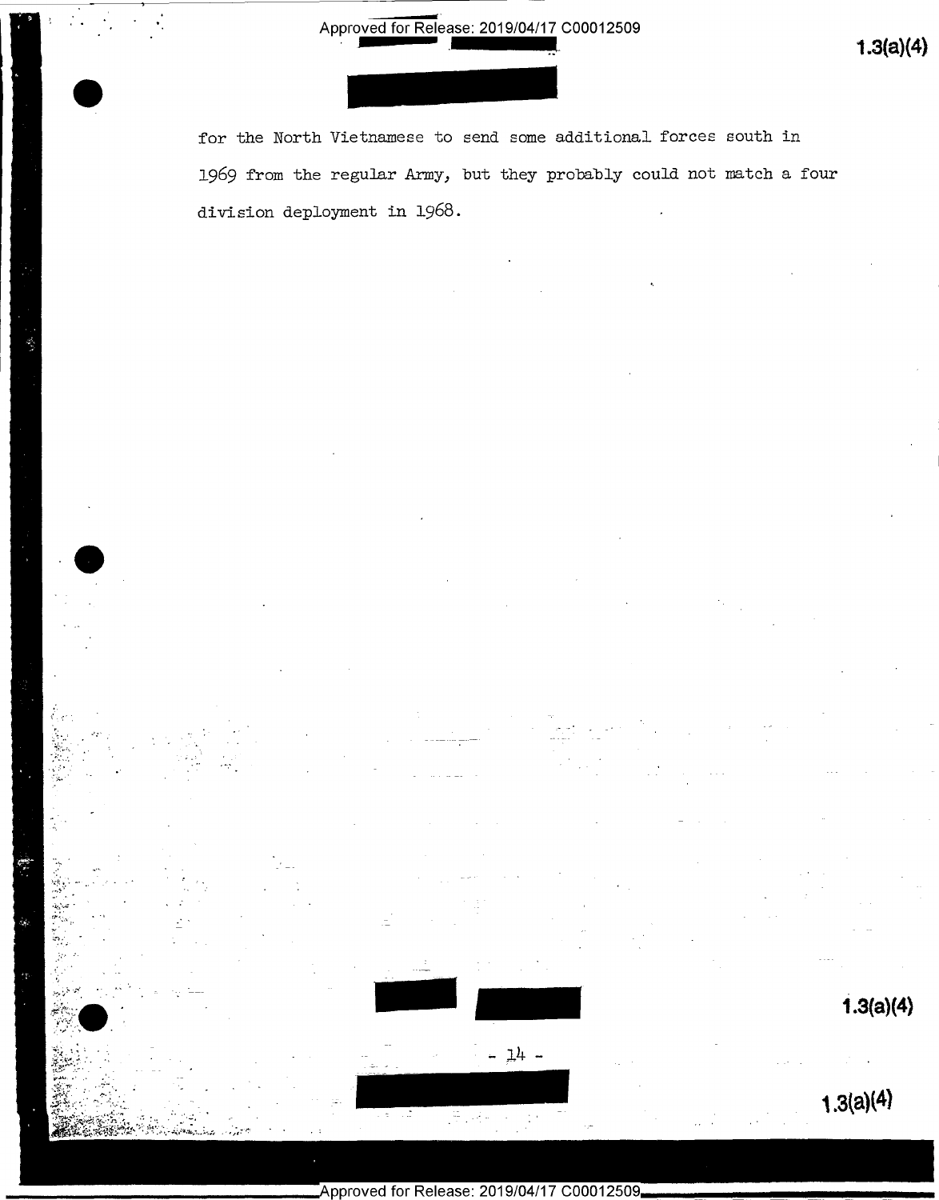for the North Vietnamese to send some additional forces south in 1969 from the regular Army, but they probably could not match a four division deployment in 1968.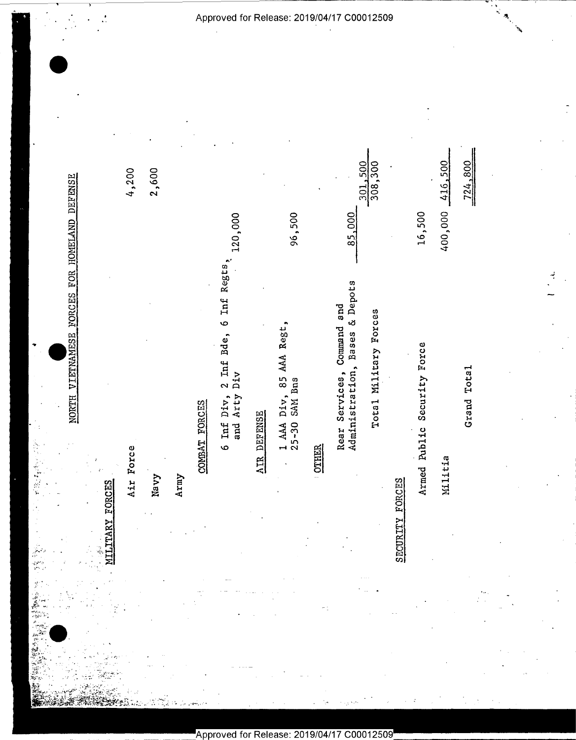## NORTH VIETNAMESE FORCES FOR HOMELAND DEFENSE

| | | | |
|---|---|---|---|
| **MILITARY FORCES** | | | |
| Air Force | | | 4,200 |
| Navy | | | 2,600 |
| Army | | | |
| COMBAT FORCES | | | |
| 6 Inf Div, 2 Inf Bde, 6 Inf Regts, and Arty Div | 120,000 | | |
| AIR DEFENSE | | | |
| 1 AAA Div, 85 AAA Regt, 25-30 SAM Bns | 96,500 | | |
| OTHER | | | |
| Rear Services, Command and Administration, Bases & Depots | 85,000 | | 301,500 |
| Total Military Forces | | | 308,300 |
| **SECURITY FORCES** | | | |
| Armed Public Security Force | 16,500 | | |
| Militia | 400,000 | | 416,500 |
| Grand Total | | | 724,800 |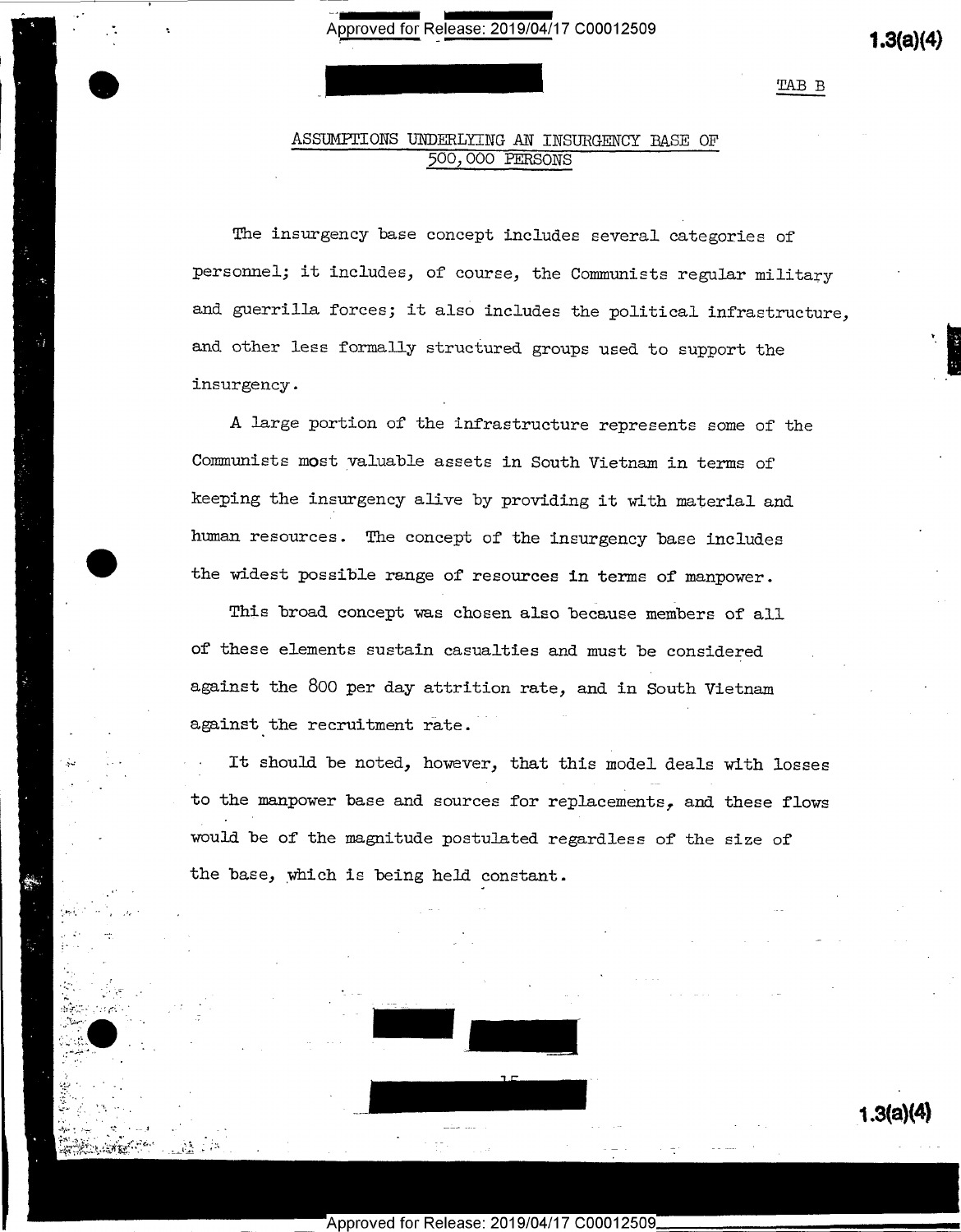TAB B

## ASSUMPTIONS UNDERLYING AN INSURGENCY BASE OF 500,000 PERSONS

The insurgency base concept includes several categories of personnel; it includes, of course, the Communists regular military and guerrilla forces; it also includes the political infrastructure, and other less formally structured groups used to support the insurgency.

A large portion of the infrastructure represents some of the Communists most valuable assets in South Vietnam in terms of keeping the insurgency alive by providing it with material and human resources. The concept of the insurgency base includes the widest possible range of resources in terms of manpower.

This broad concept was chosen also because members of all of these elements sustain casualties and must be considered against the 800 per day attrition rate, and in South Vietnam against the recruitment rate.

It should be noted, however, that this model deals with losses to the manpower base and sources for replacements, and these flows would be of the magnitude postulated regardless of the size of the base, which is being held constant.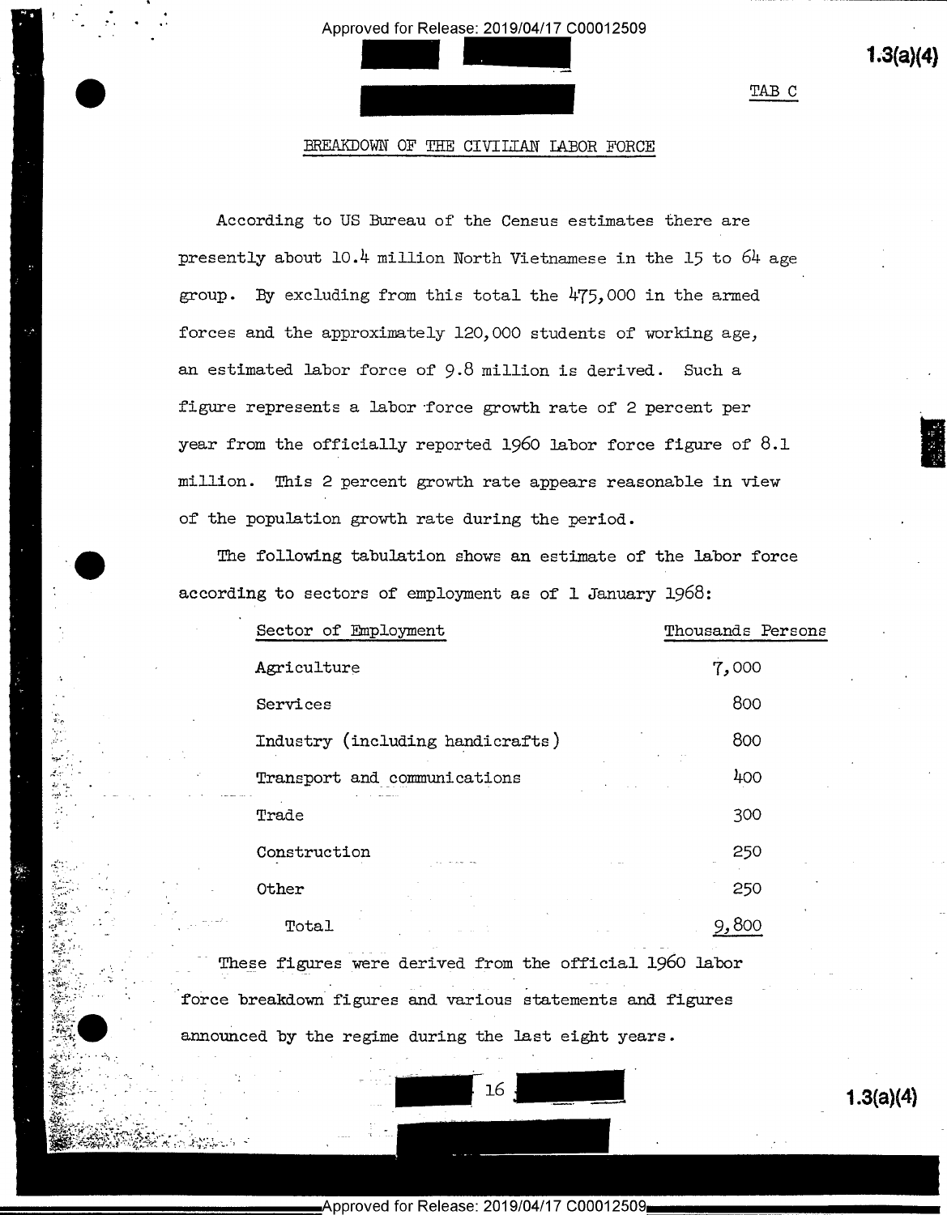TAB C

## BREAKDOWN OF THE CIVILIAN LABOR FORCE

According to US Bureau of the Census estimates there are presently about 10.4 million North Vietnamese in the 15 to 64 age group. By excluding from this total the 475,000 in the armed forces and the approximately 120,000 students of working age, an estimated labor force of 9.8 million is derived. Such a figure represents a labor force growth rate of 2 percent per year from the officially reported 1960 labor force figure of 8.1 million. This 2 percent growth rate appears reasonable in view of the population growth rate during the period.

The following tabulation shows an estimate of the labor force according to sectors of employment as of 1 January 1968:

| Sector of Employment | Thousands Persons |
|---|---|
| Agriculture | 7,000 |
| Services | 800 |
| Industry (including handicrafts) | 800 |
| Transport and communications | 400 |
| Trade | 300 |
| Construction | 250 |
| Other | 250 |
| Total | 9,800 |

These figures were derived from the official 1960 labor force breakdown figures and various statements and figures announced by the regime during the last eight years.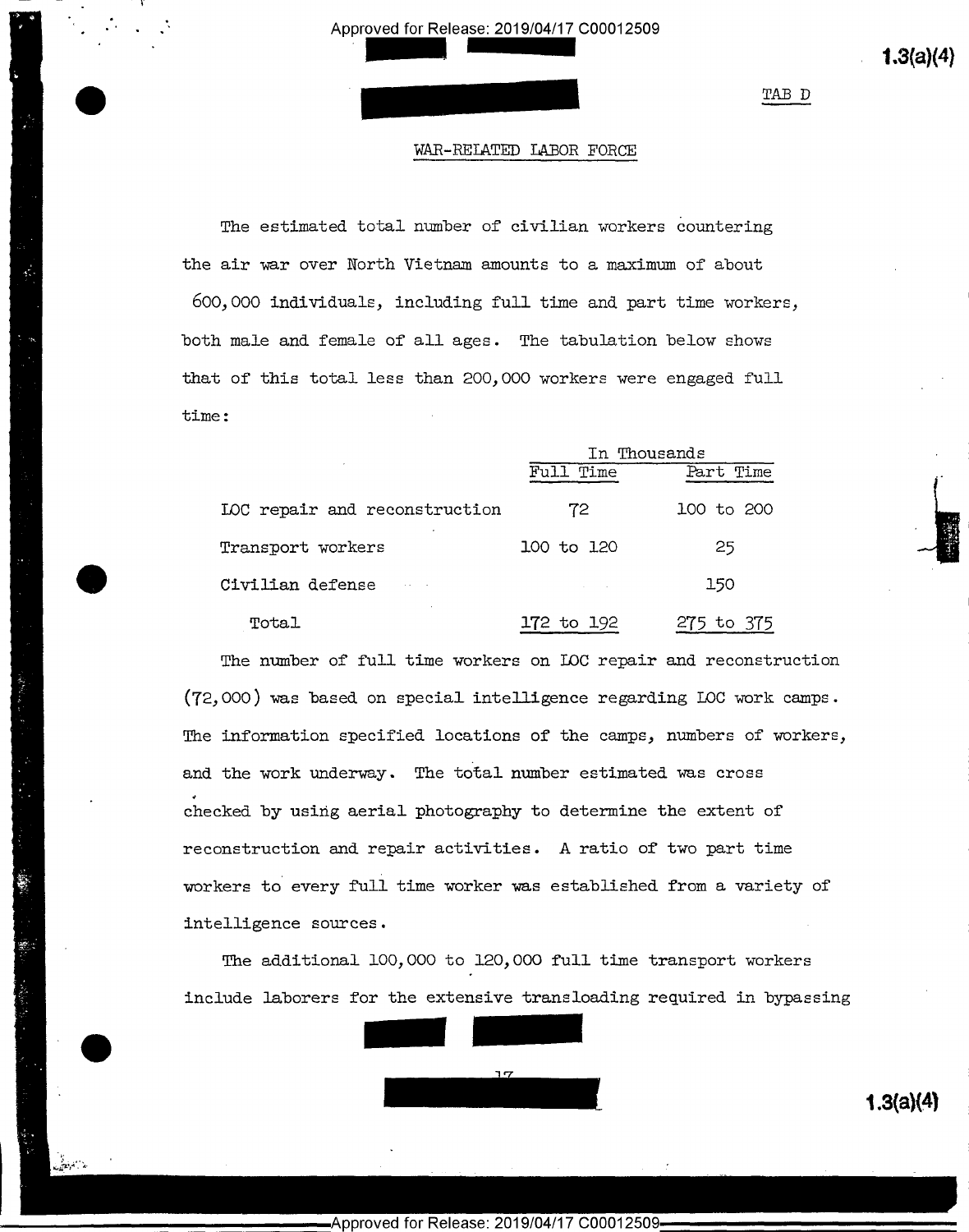TAB D

## WAR-RELATED LABOR FORCE

The estimated total number of civilian workers countering the air war over North Vietnam amounts to a maximum of about 600,000 individuals, including full time and part time workers, both male and female of all ages. The tabulation below shows that of this total less than 200,000 workers were engaged full time:

| | In Thousands | |
|---|---|---|
| | Full Time | Part Time |
| LOC repair and reconstruction | 72 | 100 to 200 |
| Transport workers | 100 to 120 | 25 |
| Civilian defense | | 150 |
| Total | 172 to 192 | 275 to 375 |

The number of full time workers on LOC repair and reconstruction (72,000) was based on special intelligence regarding LOC work camps. The information specified locations of the camps, numbers of workers, and the work underway. The total number estimated was cross checked by using aerial photography to determine the extent of reconstruction and repair activities. A ratio of two part time workers to every full time worker was established from a variety of intelligence sources.

The additional 100,000 to 120,000 full time transport workers include laborers for the extensive transloading required in bypassing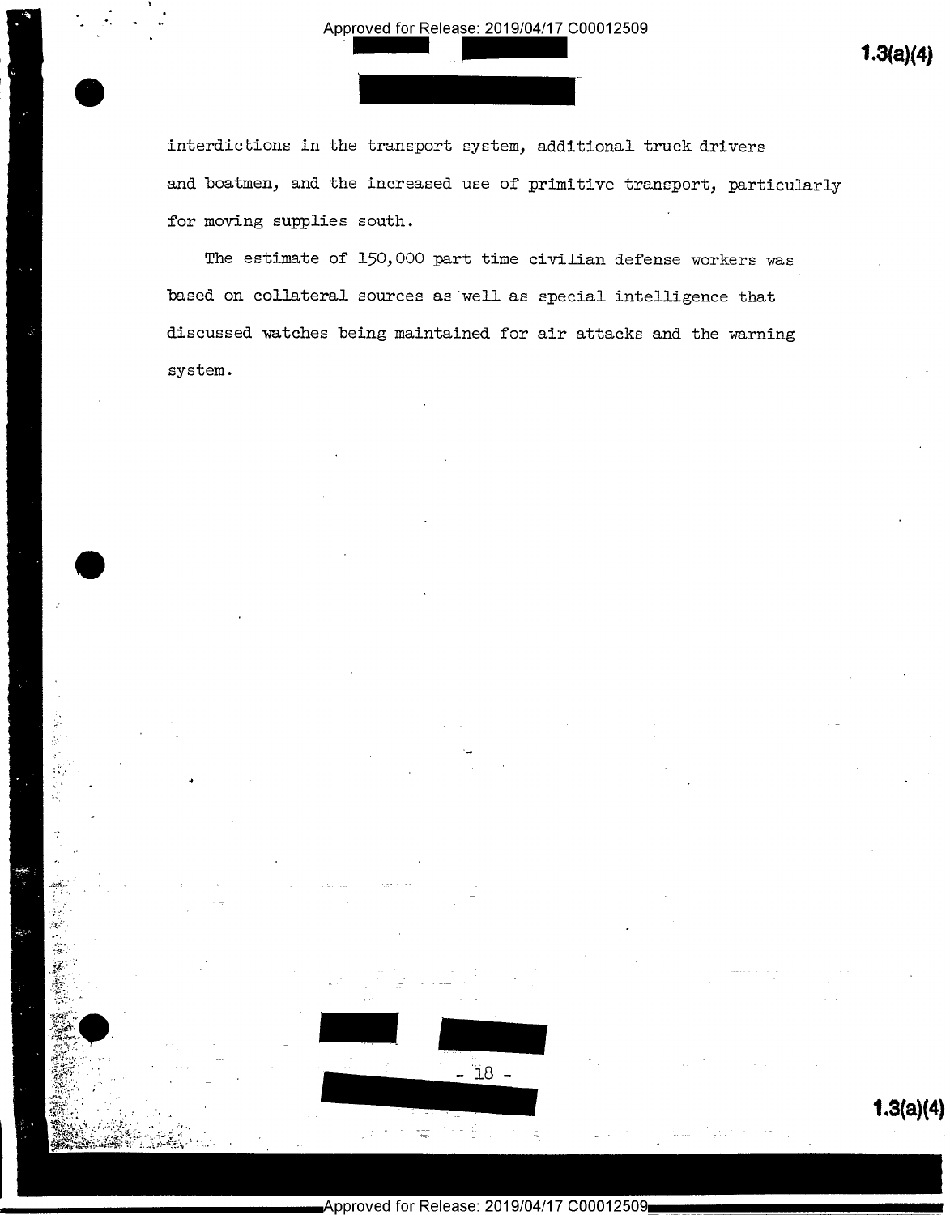interdictions in the transport system, additional truck drivers and boatmen, and the increased use of primitive transport, particularly for moving supplies south.

The estimate of 150,000 part time civilian defense workers was based on collateral sources as well as special intelligence that discussed watches being maintained for air attacks and the warning system.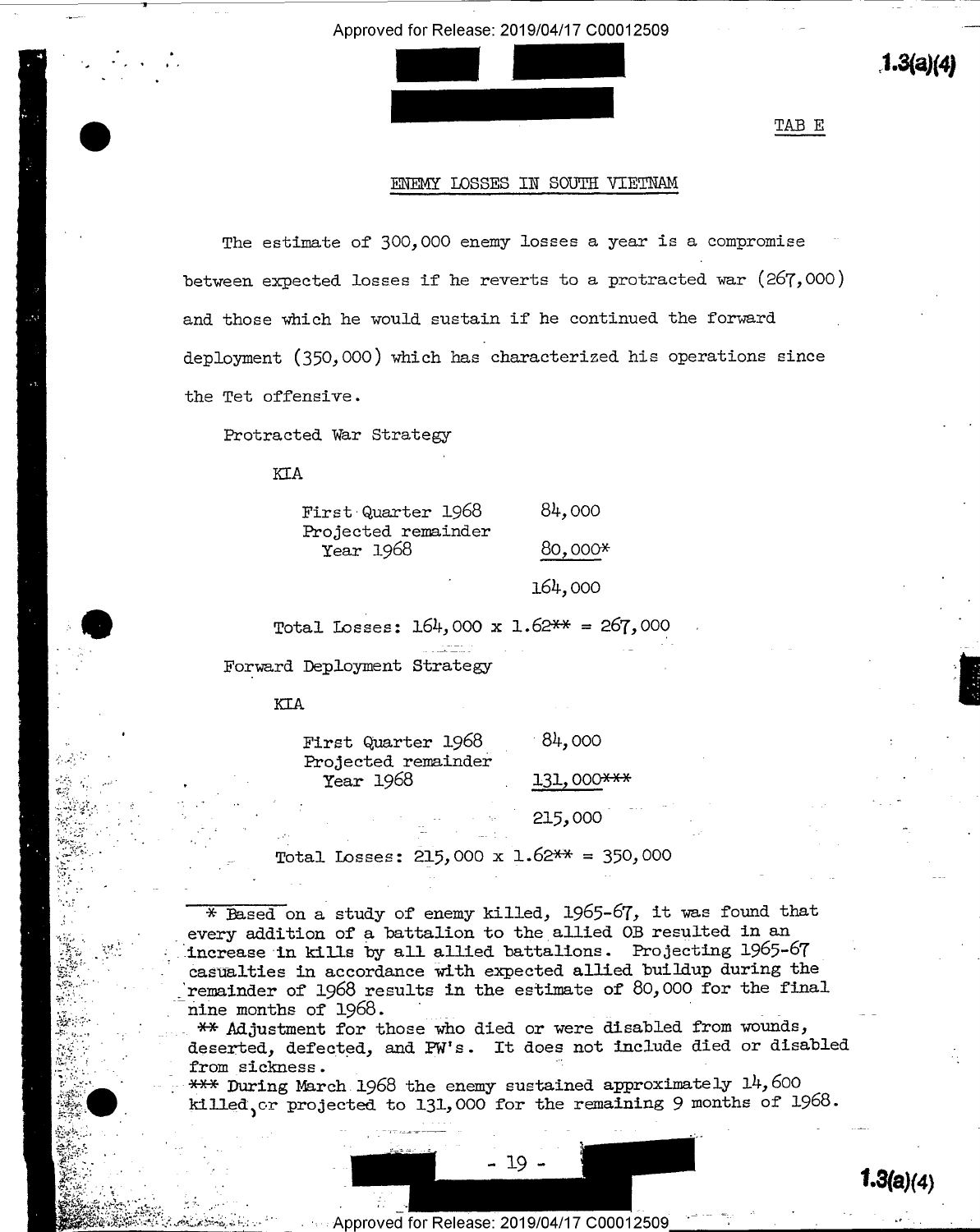TAB E

## ENEMY LOSSES IN SOUTH VIETNAM

The estimate of 300,000 enemy losses a year is a compromise between expected losses if he reverts to a protracted war (267,000) and those which he would sustain if he continued the forward deployment (350,000) which has characterized his operations since the Tet offensive.

Protracted War Strategy

KIA

| | |
|---|---|
| First Quarter 1968 | 84,000 |
| Projected remainder Year 1968 | 80,000* |
| | 164,000 |

Total Losses: 164,000 x 1.62** = 267,000

Forward Deployment Strategy

KIA

| | |
|---|---|
| First Quarter 1968 | 84,000 |
| Projected remainder Year 1968 | 131,000*** |
| | 215,000 |

Total Losses: 215,000 x 1.62** = 350,000

---

* Based on a study of enemy killed, 1965-67, it was found that every addition of a battalion to the allied OB resulted in an increase in kills by all allied battalions. Projecting 1965-67 casualties in accordance with expected allied buildup during the remainder of 1968 results in the estimate of 80,000 for the final nine months of 1968.

** Adjustment for those who died or were disabled from wounds, deserted, defected, and PW's. It does not include died or disabled from sickness.

*** During March 1968 the enemy sustained approximately 14,600 killed, or projected to 131,000 for the remaining 9 months of 1968.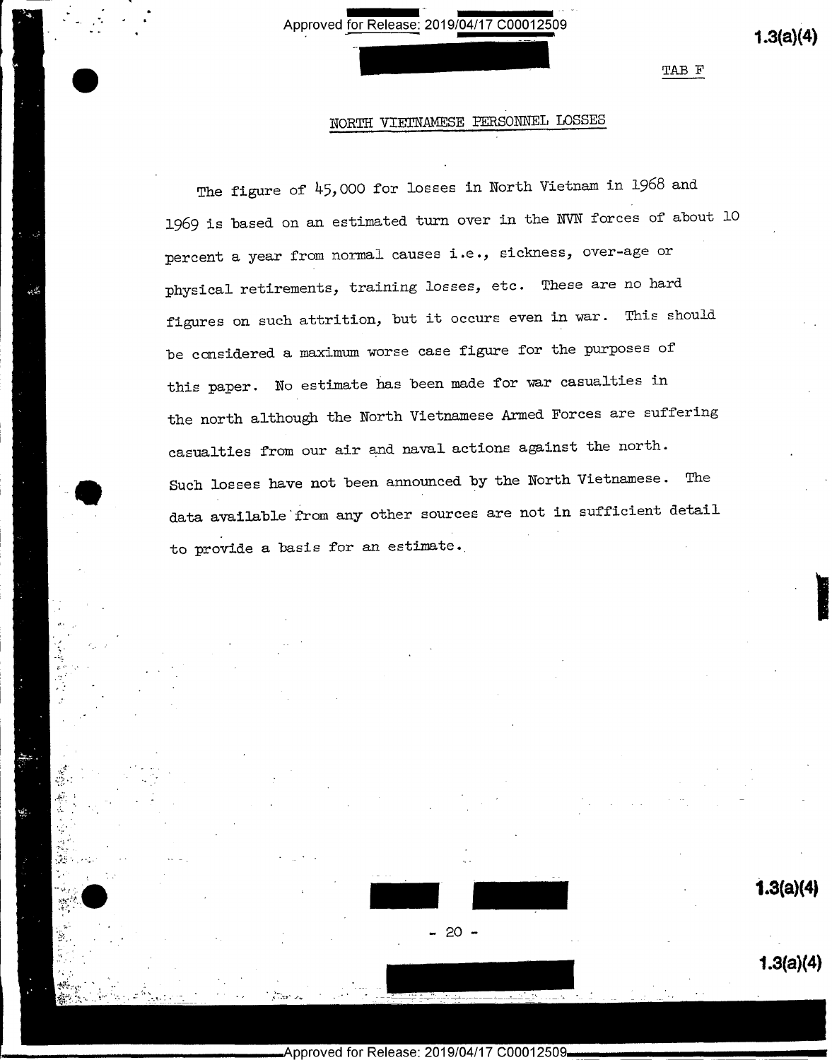TAB F

## NORTH VIETNAMESE PERSONNEL LOSSES

The figure of 45,000 for losses in North Vietnam in 1968 and 1969 is based on an estimated turn over in the NVN forces of about 10 percent a year from normal causes i.e., sickness, over-age or physical retirements, training losses, etc. These are no hard figures on such attrition, but it occurs even in war. This should be considered a maximum worse case figure for the purposes of this paper. No estimate has been made for war casualties in the north although the North Vietnamese Armed Forces are suffering casualties from our air and naval actions against the north. Such losses have not been announced by the North Vietnamese. The data available from any other sources are not in sufficient detail to provide a basis for an estimate.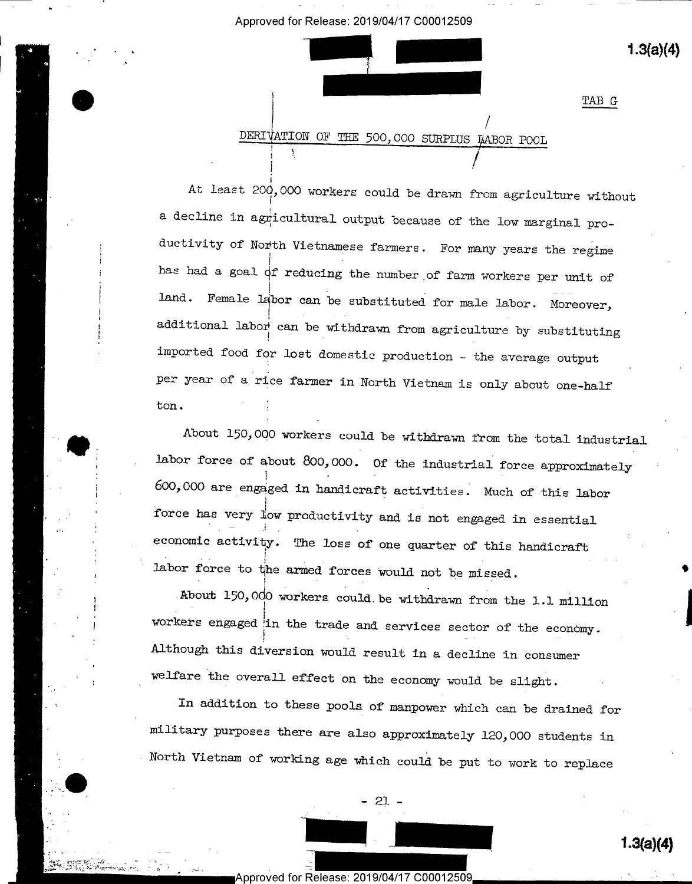TAB G

## DERIVATION OF THE 500,000 SURPLUS LABOR POOL

At least 200,000 workers could be drawn from agriculture without a decline in agricultural output because of the low marginal productivity of North Vietnamese farmers. For many years the regime has had a goal of reducing the number of farm workers per unit of land. Female labor can be substituted for male labor. Moreover, additional labor can be withdrawn from agriculture by substituting imported food for lost domestic production - the average output per year of a rice farmer in North Vietnam is only about one-half ton.

About 150,000 workers could be withdrawn from the total industrial labor force of about 800,000. Of the industrial force approximately 600,000 are engaged in handicraft activities. Much of this labor force has very low productivity and is not engaged in essential economic activity. The loss of one quarter of this handicraft labor force to the armed forces would not be missed.

About 150,000 workers could be withdrawn from the 1.1 million workers engaged in the trade and services sector of the economy. Although this diversion would result in a decline in consumer welfare the overall effect on the economy would be slight.

In addition to these pools of manpower which can be drained for military purposes there are also approximately 120,000 students in North Vietnam of working age which could be put to work to replace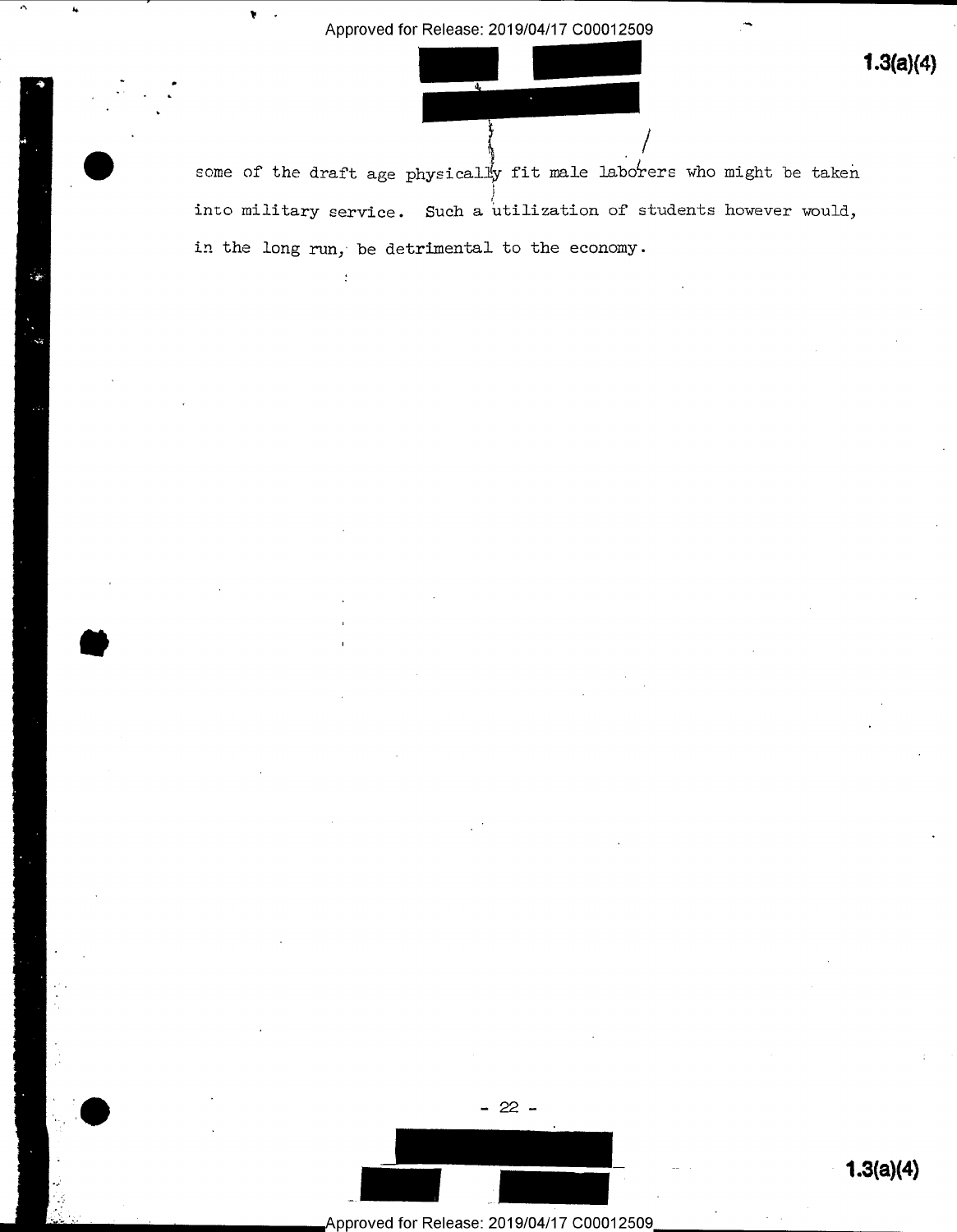some of the draft age physically fit male laborers who might be taken into military service. Such a utilization of students however would, in the long run, be detrimental to the economy.